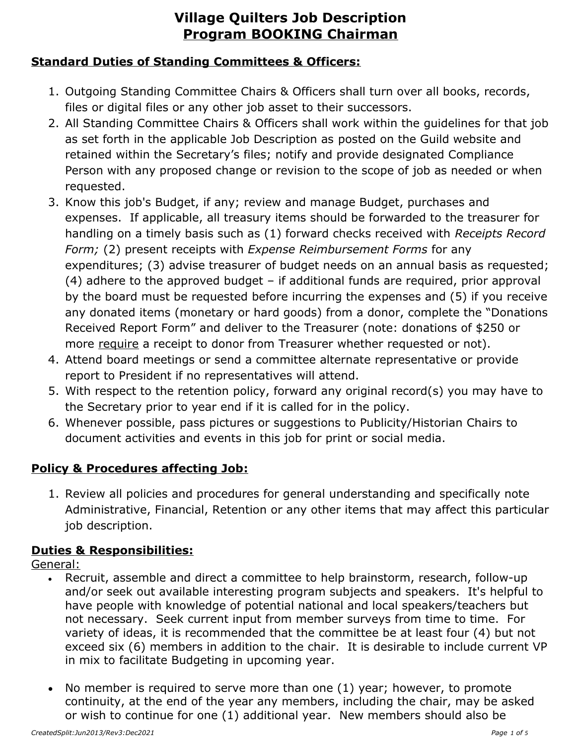# Village Quilters Job Description
## Program BOOKING Chairman

### Standard Duties of Standing Committees & Officers:

1. Outgoing Standing Committee Chairs & Officers shall turn over all books, records, files or digital files or any other job asset to their successors.
2. All Standing Committee Chairs & Officers shall work within the guidelines for that job as set forth in the applicable Job Description as posted on the Guild website and retained within the Secretary's files; notify and provide designated Compliance Person with any proposed change or revision to the scope of job as needed or when requested.
3. Know this job's Budget, if any; review and manage Budget, purchases and expenses. If applicable, all treasury items should be forwarded to the treasurer for handling on a timely basis such as (1) forward checks received with *Receipts Record Form;* (2) present receipts with *Expense Reimbursement Forms* for any expenditures; (3) advise treasurer of budget needs on an annual basis as requested; (4) adhere to the approved budget – if additional funds are required, prior approval by the board must be requested before incurring the expenses and (5) if you receive any donated items (monetary or hard goods) from a donor, complete the "Donations Received Report Form" and deliver to the Treasurer (note: donations of $250 or more <u>require</u> a receipt to donor from Treasurer whether requested or not).
4. Attend board meetings or send a committee alternate representative or provide report to President if no representatives will attend.
5. With respect to the retention policy, forward any original record(s) you may have to the Secretary prior to year end if it is called for in the policy.
6. Whenever possible, pass pictures or suggestions to Publicity/Historian Chairs to document activities and events in this job for print or social media.

### Policy & Procedures affecting Job:

1. Review all policies and procedures for general understanding and specifically note Administrative, Financial, Retention or any other items that may affect this particular job description.

### Duties & Responsibilities:

General:

- Recruit, assemble and direct a committee to help brainstorm, research, follow-up and/or seek out available interesting program subjects and speakers. It's helpful to have people with knowledge of potential national and local speakers/teachers but not necessary. Seek current input from member surveys from time to time. For variety of ideas, it is recommended that the committee be at least four (4) but not exceed six (6) members in addition to the chair. It is desirable to include current VP in mix to facilitate Budgeting in upcoming year.

- No member is required to serve more than one (1) year; however, to promote continuity, at the end of the year any members, including the chair, may be asked or wish to continue for one (1) additional year. New members should also be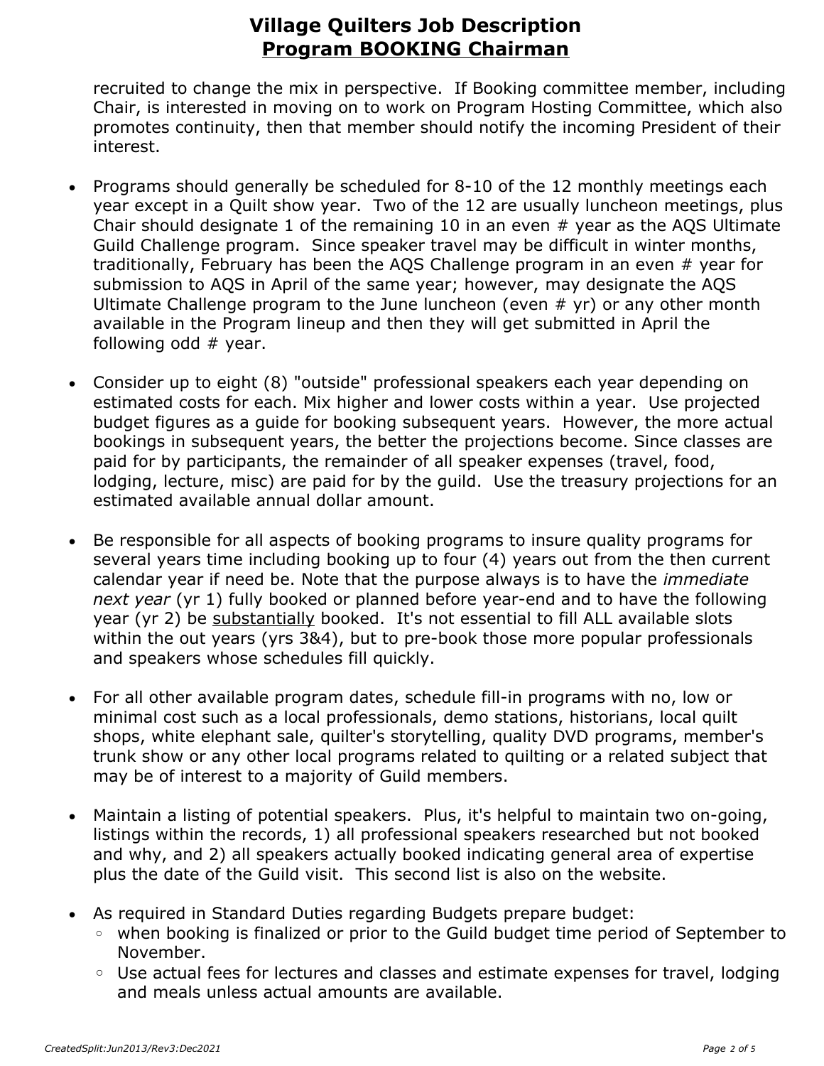recruited to change the mix in perspective. If Booking committee member, including Chair, is interested in moving on to work on Program Hosting Committee, which also promotes continuity, then that member should notify the incoming President of their interest.

- Programs should generally be scheduled for 8-10 of the 12 monthly meetings each year except in a Quilt show year. Two of the 12 are usually luncheon meetings, plus Chair should designate 1 of the remaining 10 in an even # year as the AQS Ultimate Guild Challenge program. Since speaker travel may be difficult in winter months, traditionally, February has been the AQS Challenge program in an even # year for submission to AQS in April of the same year; however, may designate the AQS Ultimate Challenge program to the June luncheon (even # yr) or any other month available in the Program lineup and then they will get submitted in April the following odd # year.

- Consider up to eight (8) "outside" professional speakers each year depending on estimated costs for each. Mix higher and lower costs within a year. Use projected budget figures as a guide for booking subsequent years. However, the more actual bookings in subsequent years, the better the projections become. Since classes are paid for by participants, the remainder of all speaker expenses (travel, food, lodging, lecture, misc) are paid for by the guild. Use the treasury projections for an estimated available annual dollar amount.

- Be responsible for all aspects of booking programs to insure quality programs for several years time including booking up to four (4) years out from the then current calendar year if need be. Note that the purpose always is to have the *immediate next year* (yr 1) fully booked or planned before year-end and to have the following year (yr 2) be <u>substantially</u> booked. It's not essential to fill ALL available slots within the out years (yrs 3&4), but to pre-book those more popular professionals and speakers whose schedules fill quickly.

- For all other available program dates, schedule fill-in programs with no, low or minimal cost such as a local professionals, demo stations, historians, local quilt shops, white elephant sale, quilter's storytelling, quality DVD programs, member's trunk show or any other local programs related to quilting or a related subject that may be of interest to a majority of Guild members.

- Maintain a listing of potential speakers. Plus, it's helpful to maintain two on-going, listings within the records, 1) all professional speakers researched but not booked and why, and 2) all speakers actually booked indicating general area of expertise plus the date of the Guild visit. This second list is also on the website.

- As required in Standard Duties regarding Budgets prepare budget:
  - when booking is finalized or prior to the Guild budget time period of September to November.
  - Use actual fees for lectures and classes and estimate expenses for travel, lodging and meals unless actual amounts are available.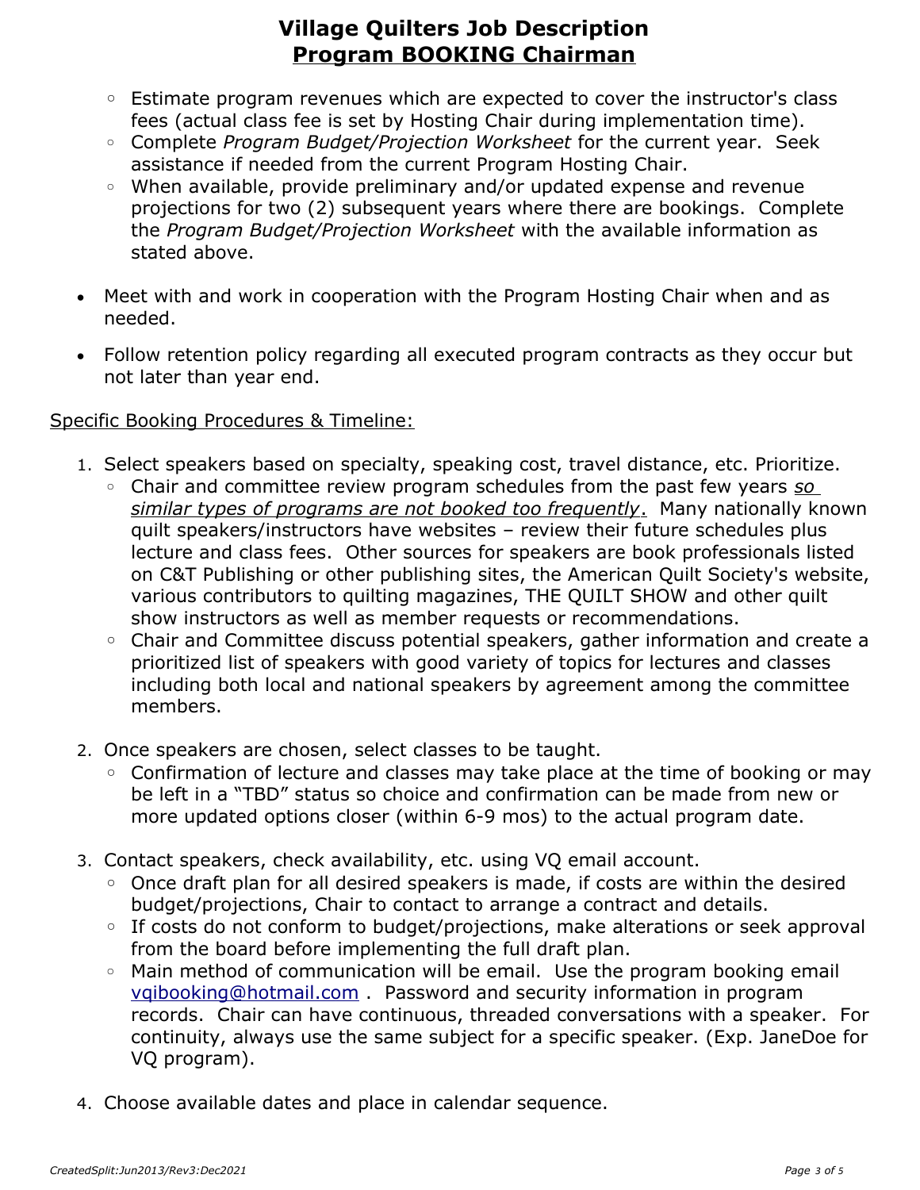# Village Quilters Job Description
## Program BOOKING Chairman

- Estimate program revenues which are expected to cover the instructor's class fees (actual class fee is set by Hosting Chair during implementation time).
- Complete *Program Budget/Projection Worksheet* for the current year. Seek assistance if needed from the current Program Hosting Chair.
- When available, provide preliminary and/or updated expense and revenue projections for two (2) subsequent years where there are bookings. Complete the *Program Budget/Projection Worksheet* with the available information as stated above.

- Meet with and work in cooperation with the Program Hosting Chair when and as needed.
- Follow retention policy regarding all executed program contracts as they occur but not later than year end.

<u>Specific Booking Procedures & Timeline:</u>

1. Select speakers based on specialty, speaking cost, travel distance, etc. Prioritize.
   - Chair and committee review program schedules from the past few years *<u>so similar types of programs are not booked too frequently</u>*. Many nationally known quilt speakers/instructors have websites – review their future schedules plus lecture and class fees. Other sources for speakers are book professionals listed on C&T Publishing or other publishing sites, the American Quilt Society's website, various contributors to quilting magazines, THE QUILT SHOW and other quilt show instructors as well as member requests or recommendations.
   - Chair and Committee discuss potential speakers, gather information and create a prioritized list of speakers with good variety of topics for lectures and classes including both local and national speakers by agreement among the committee members.

2. Once speakers are chosen, select classes to be taught.
   - Confirmation of lecture and classes may take place at the time of booking or may be left in a "TBD" status so choice and confirmation can be made from new or more updated options closer (within 6-9 mos) to the actual program date.

3. Contact speakers, check availability, etc. using VQ email account.
   - Once draft plan for all desired speakers is made, if costs are within the desired budget/projections, Chair to contact to arrange a contract and details.
   - If costs do not conform to budget/projections, make alterations or seek approval from the board before implementing the full draft plan.
   - Main method of communication will be email. Use the program booking email vqibooking@hotmail.com . Password and security information in program records. Chair can have continuous, threaded conversations with a speaker. For continuity, always use the same subject for a specific speaker. (Exp. JaneDoe for VQ program).

4. Choose available dates and place in calendar sequence.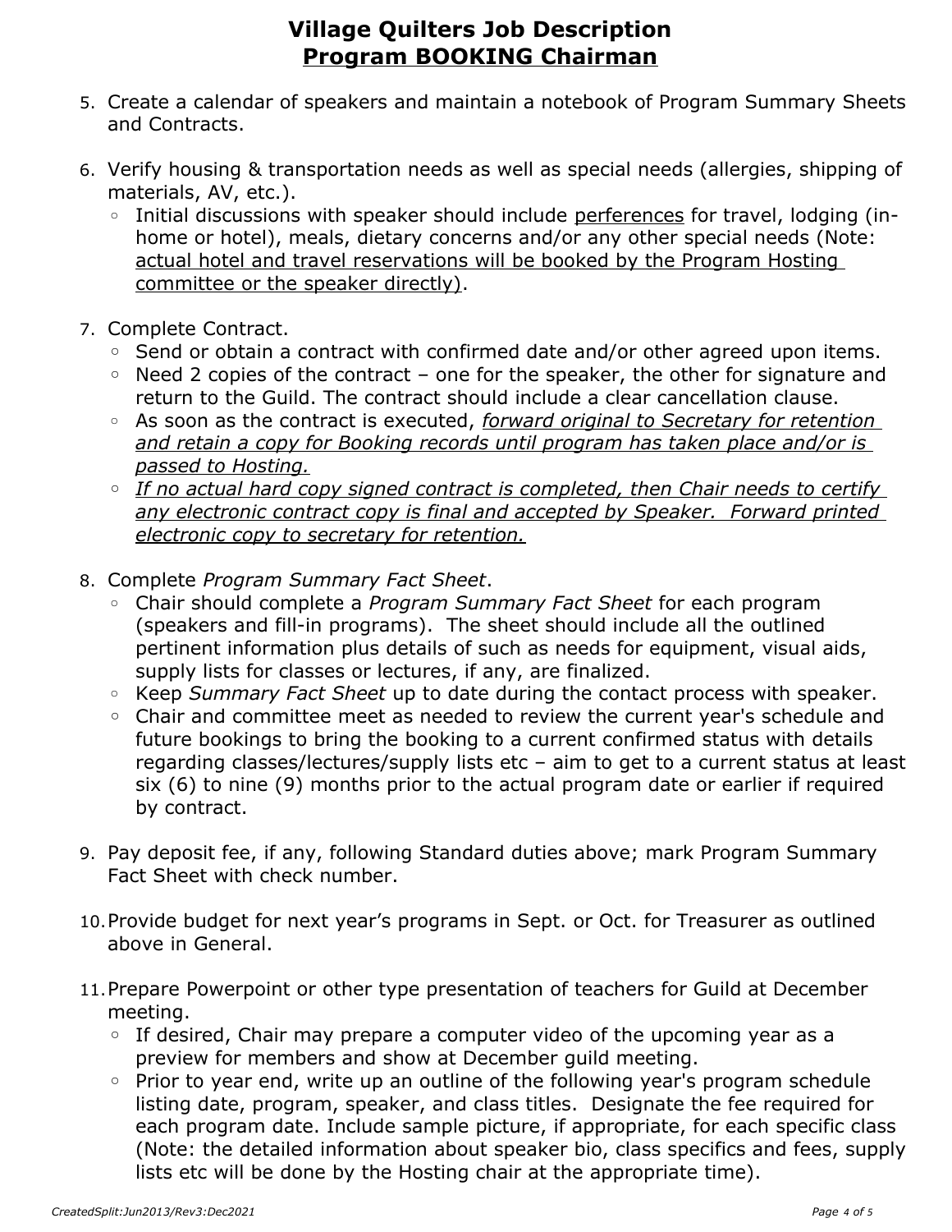# Village Quilters Job Description
## Program BOOKING Chairman

5. Create a calendar of speakers and maintain a notebook of Program Summary Sheets and Contracts.

6. Verify housing & transportation needs as well as special needs (allergies, shipping of materials, AV, etc.).
   - Initial discussions with speaker should include perferences for travel, lodging (in-home or hotel), meals, dietary concerns and/or any other special needs (Note: actual hotel and travel reservations will be booked by the Program Hosting committee or the speaker directly).

7. Complete Contract.
   - Send or obtain a contract with confirmed date and/or other agreed upon items.
   - Need 2 copies of the contract – one for the speaker, the other for signature and return to the Guild. The contract should include a clear cancellation clause.
   - As soon as the contract is executed, *forward original to Secretary for retention and retain a copy for Booking records until program has taken place and/or is passed to Hosting.*
   - *If no actual hard copy signed contract is completed, then Chair needs to certify any electronic contract copy is final and accepted by Speaker. Forward printed electronic copy to secretary for retention.*

8. Complete *Program Summary Fact Sheet*.
   - Chair should complete a *Program Summary Fact Sheet* for each program (speakers and fill-in programs). The sheet should include all the outlined pertinent information plus details of such as needs for equipment, visual aids, supply lists for classes or lectures, if any, are finalized.
   - Keep *Summary Fact Sheet* up to date during the contact process with speaker.
   - Chair and committee meet as needed to review the current year's schedule and future bookings to bring the booking to a current confirmed status with details regarding classes/lectures/supply lists etc – aim to get to a current status at least six (6) to nine (9) months prior to the actual program date or earlier if required by contract.

9. Pay deposit fee, if any, following Standard duties above; mark Program Summary Fact Sheet with check number.

10. Provide budget for next year's programs in Sept. or Oct. for Treasurer as outlined above in General.

11. Prepare Powerpoint or other type presentation of teachers for Guild at December meeting.
    - If desired, Chair may prepare a computer video of the upcoming year as a preview for members and show at December guild meeting.
    - Prior to year end, write up an outline of the following year's program schedule listing date, program, speaker, and class titles. Designate the fee required for each program date. Include sample picture, if appropriate, for each specific class (Note: the detailed information about speaker bio, class specifics and fees, supply lists etc will be done by the Hosting chair at the appropriate time).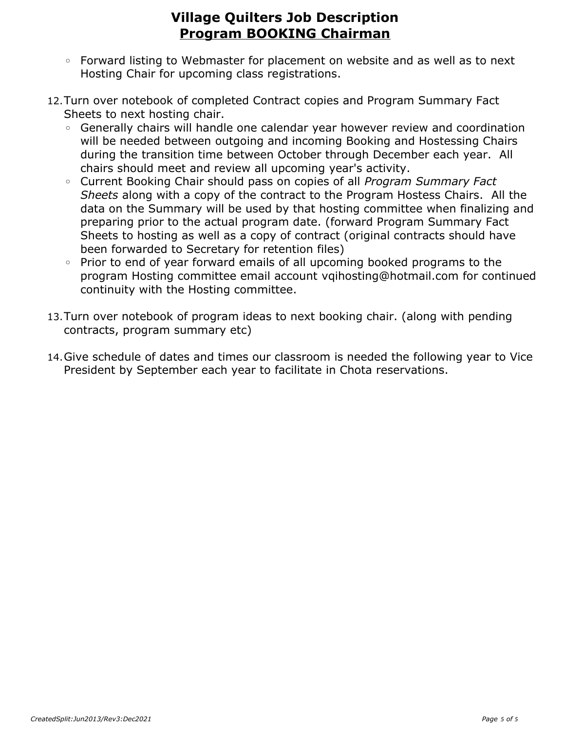# Village Quilters Job Description
## Program BOOKING Chairman

- Forward listing to Webmaster for placement on website and as well as to next Hosting Chair for upcoming class registrations.

12. Turn over notebook of completed Contract copies and Program Summary Fact Sheets to next hosting chair.
    - Generally chairs will handle one calendar year however review and coordination will be needed between outgoing and incoming Booking and Hostessing Chairs during the transition time between October through December each year. All chairs should meet and review all upcoming year's activity.
    - Current Booking Chair should pass on copies of all *Program Summary Fact Sheets* along with a copy of the contract to the Program Hostess Chairs. All the data on the Summary will be used by that hosting committee when finalizing and preparing prior to the actual program date. (forward Program Summary Fact Sheets to hosting as well as a copy of contract (original contracts should have been forwarded to Secretary for retention files)
    - Prior to end of year forward emails of all upcoming booked programs to the program Hosting committee email account vqihosting@hotmail.com for continued continuity with the Hosting committee.

13. Turn over notebook of program ideas to next booking chair. (along with pending contracts, program summary etc)

14. Give schedule of dates and times our classroom is needed the following year to Vice President by September each year to facilitate in Chota reservations.

*CreatedSplit:Jun2013/Rev3:Dec2021*